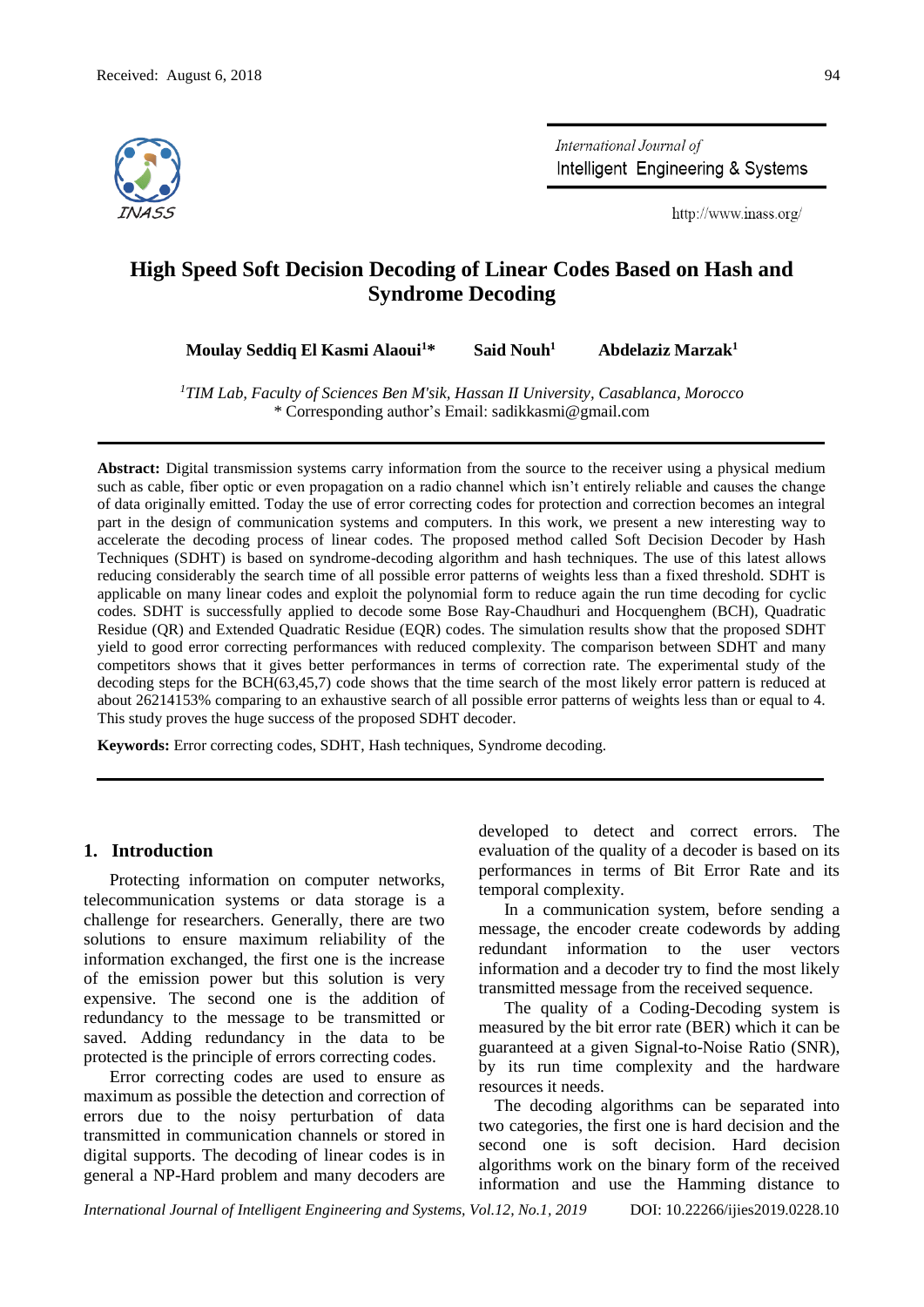Received: August 6, 2018

# High Speed Soft Decision Decoding of Linear Codes Based on Hash and Syndrome Decoding

**Moulay Seddiq El Kasmi Alaoui[1]*** **Said Nouh[1]** **Abdelaziz Marzak[1]**

[1]*TIM Lab, Faculty of Sciences Ben M'sik, Hassan II University, Casablanca, Morocco*
\* Corresponding author's Email: sadikkasmi@gmail.com

**Abstract:** Digital transmission systems carry information from the source to the receiver using a physical medium such as cable, fiber optic or even propagation on a radio channel which isn't entirely reliable and causes the change of data originally emitted. Today the use of error correcting codes for protection and correction becomes an integral part in the design of communication systems and computers. In this work, we present a new interesting way to accelerate the decoding process of linear codes. The proposed method called Soft Decision Decoder by Hash Techniques (SDHT) is based on syndrome-decoding algorithm and hash techniques. The use of this latest allows reducing considerably the search time of all possible error patterns of weights less than a fixed threshold. SDHT is applicable on many linear codes and exploit the polynomial form to reduce again the run time decoding for cyclic codes. SDHT is successfully applied to decode some Bose Ray-Chaudhuri and Hocquenghem (BCH), Quadratic Residue (QR) and Extended Quadratic Residue (EQR) codes. The simulation results show that the proposed SDHT yield to good error correcting performances with reduced complexity. The comparison between SDHT and many competitors shows that it gives better performances in terms of correction rate. The experimental study of the decoding steps for the BCH(63,45,7) code shows that the time search of the most likely error pattern is reduced at about 26214153% comparing to an exhaustive search of all possible error patterns of weights less than or equal to 4. This study proves the huge success of the proposed SDHT decoder.

**Keywords:** Error correcting codes, SDHT, Hash techniques, Syndrome decoding.

## 1. Introduction

Protecting information on computer networks, telecommunication systems or data storage is a challenge for researchers. Generally, there are two solutions to ensure maximum reliability of the information exchanged, the first one is the increase of the emission power but this solution is very expensive. The second one is the addition of redundancy to the message to be transmitted or saved. Adding redundancy in the data to be protected is the principle of errors correcting codes.

Error correcting codes are used to ensure as maximum as possible the detection and correction of errors due to the noisy perturbation of data transmitted in communication channels or stored in digital supports. The decoding of linear codes is in general a NP-Hard problem and many decoders are developed to detect and correct errors. The evaluation of the quality of a decoder is based on its performances in terms of Bit Error Rate and its temporal complexity.

In a communication system, before sending a message, the encoder create codewords by adding redundant information to the user vectors information and a decoder try to find the most likely transmitted message from the received sequence.

The quality of a Coding-Decoding system is measured by the bit error rate (BER) which it can be guaranteed at a given Signal-to-Noise Ratio (SNR), by its run time complexity and the hardware resources it needs.

The decoding algorithms can be separated into two categories, the first one is hard decision and the second one is soft decision. Hard decision algorithms work on the binary form of the received information and use the Hamming distance to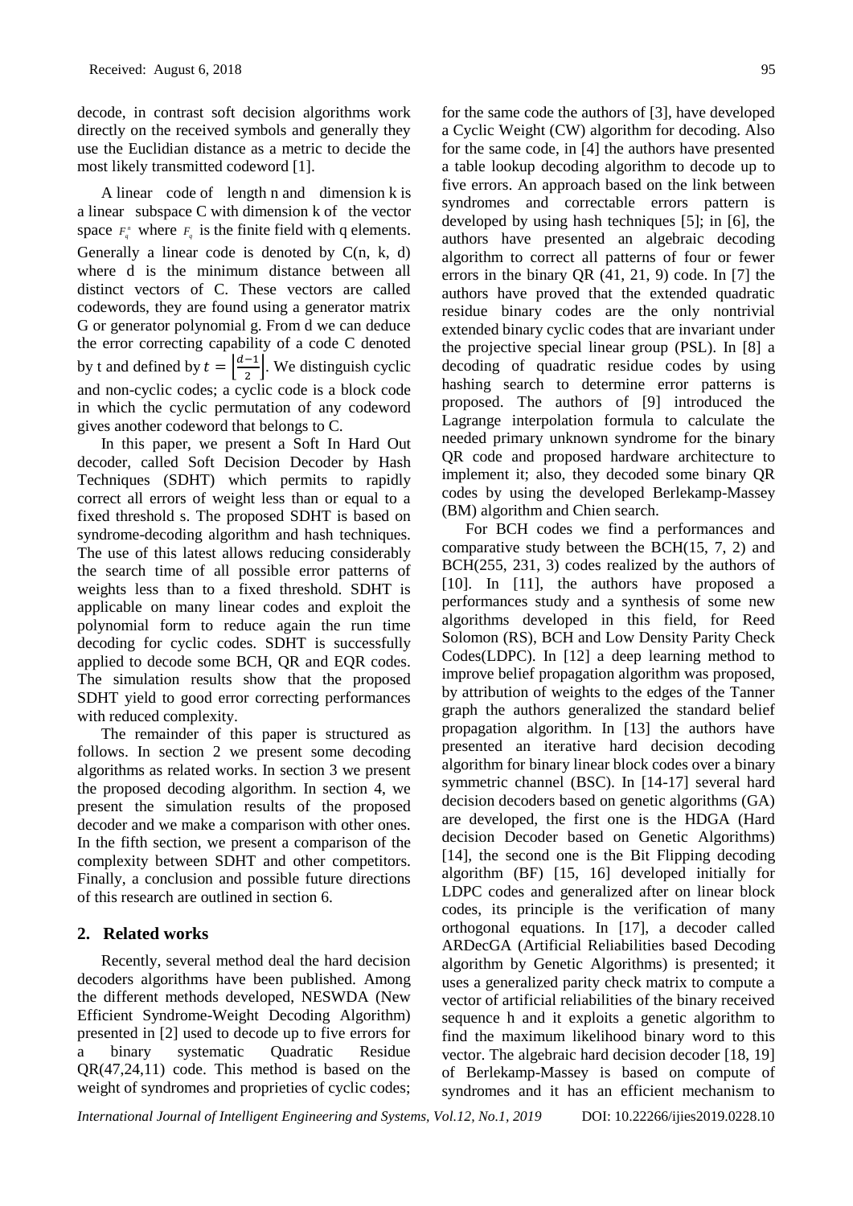decode, in contrast soft decision algorithms work directly on the received symbols and generally they use the Euclidian distance as a metric to decide the most likely transmitted codeword [1].

A linear code of length n and dimension k is a linear subspace C with dimension k of the vector space $F_q^n$ where $F_q$ is the finite field with q elements. Generally a linear code is denoted by C(n, k, d) where d is the minimum distance between all distinct vectors of C. These vectors are called codewords, they are found using a generator matrix G or generator polynomial g. From d we can deduce the error correcting capability of a code C denoted by t and defined by $t = \left\lfloor \frac{d-1}{2} \right\rfloor$. We distinguish cyclic and non-cyclic codes; a cyclic code is a block code in which the cyclic permutation of any codeword gives another codeword that belongs to C.

In this paper, we present a Soft In Hard Out decoder, called Soft Decision Decoder by Hash Techniques (SDHT) which permits to rapidly correct all errors of weight less than or equal to a fixed threshold s. The proposed SDHT is based on syndrome-decoding algorithm and hash techniques. The use of this latest allows reducing considerably the search time of all possible error patterns of weights less than to a fixed threshold. SDHT is applicable on many linear codes and exploit the polynomial form to reduce again the run time decoding for cyclic codes. SDHT is successfully applied to decode some BCH, QR and EQR codes. The simulation results show that the proposed SDHT yield to good error correcting performances with reduced complexity.

The remainder of this paper is structured as follows. In section 2 we present some decoding algorithms as related works. In section 3 we present the proposed decoding algorithm. In section 4, we present the simulation results of the proposed decoder and we make a comparison with other ones. In the fifth section, we present a comparison of the complexity between SDHT and other competitors. Finally, a conclusion and possible future directions of this research are outlined in section 6.

## 2. Related works

Recently, several method deal the hard decision decoders algorithms have been published. Among the different methods developed, NESWDA (New Efficient Syndrome-Weight Decoding Algorithm) presented in [2] used to decode up to five errors for a binary systematic Quadratic Residue QR(47,24,11) code. This method is based on the weight of syndromes and proprieties of cyclic codes; for the same code the authors of [3], have developed a Cyclic Weight (CW) algorithm for decoding. Also for the same code, in [4] the authors have presented a table lookup decoding algorithm to decode up to five errors. An approach based on the link between syndromes and correctable errors pattern is developed by using hash techniques [5]; in [6], the authors have presented an algebraic decoding algorithm to correct all patterns of four or fewer errors in the binary QR (41, 21, 9) code. In [7] the authors have proved that the extended quadratic residue binary codes are the only nontrivial extended binary cyclic codes that are invariant under the projective special linear group (PSL). In [8] a decoding of quadratic residue codes by using hashing search to determine error patterns is proposed. The authors of [9] introduced the Lagrange interpolation formula to calculate the needed primary unknown syndrome for the binary QR code and proposed hardware architecture to implement it; also, they decoded some binary QR codes by using the developed Berlekamp-Massey (BM) algorithm and Chien search.

For BCH codes we find a performances and comparative study between the BCH(15, 7, 2) and BCH(255, 231, 3) codes realized by the authors of [10]. In [11], the authors have proposed a performances study and a synthesis of some new algorithms developed in this field, for Reed Solomon (RS), BCH and Low Density Parity Check Codes(LDPC). In [12] a deep learning method to improve belief propagation algorithm was proposed, by attribution of weights to the edges of the Tanner graph the authors generalized the standard belief propagation algorithm. In [13] the authors have presented an iterative hard decision decoding algorithm for binary linear block codes over a binary symmetric channel (BSC). In [14-17] several hard decision decoders based on genetic algorithms (GA) are developed, the first one is the HDGA (Hard decision Decoder based on Genetic Algorithms) [14], the second one is the Bit Flipping decoding algorithm (BF) [15, 16] developed initially for LDPC codes and generalized after on linear block codes, its principle is the verification of many orthogonal equations. In [17], a decoder called ARDecGA (Artificial Reliabilities based Decoding algorithm by Genetic Algorithms) is presented; it uses a generalized parity check matrix to compute a vector of artificial reliabilities of the binary received sequence h and it exploits a genetic algorithm to find the maximum likelihood binary word to this vector. The algebraic hard decision decoder [18, 19] of Berlekamp-Massey is based on compute of syndromes and it has an efficient mechanism to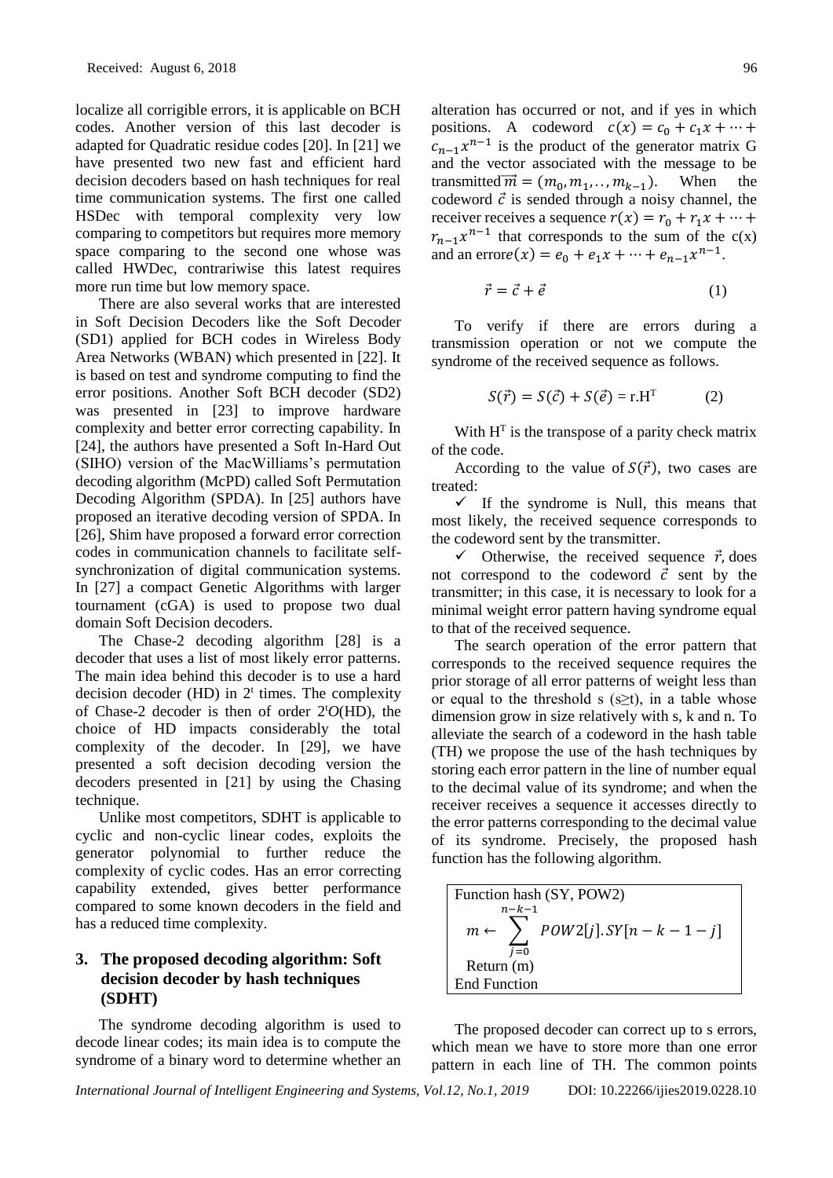localize all corrigible errors, it is applicable on BCH codes. Another version of this last decoder is adapted for Quadratic residue codes [20]. In [21] we have presented two new fast and efficient hard decision decoders based on hash techniques for real time communication systems. The first one called HSDec with temporal complexity very low comparing to competitors but requires more memory space comparing to the second one whose was called HWDec, contrariwise this latest requires more run time but low memory space.

There are also several works that are interested in Soft Decision Decoders like the Soft Decoder (SD1) applied for BCH codes in Wireless Body Area Networks (WBAN) which presented in [22]. It is based on test and syndrome computing to find the error positions. Another Soft BCH decoder (SD2) was presented in [23] to improve hardware complexity and better error correcting capability. In [24], the authors have presented a Soft In-Hard Out (SIHO) version of the MacWilliams's permutation decoding algorithm (McPD) called Soft Permutation Decoding Algorithm (SPDA). In [25] authors have proposed an iterative decoding version of SPDA. In [26], Shim have proposed a forward error correction codes in communication channels to facilitate self-synchronization of digital communication systems. In [27] a compact Genetic Algorithms with larger tournament (cGA) is used to propose two dual domain Soft Decision decoders.

The Chase-2 decoding algorithm [28] is a decoder that uses a list of most likely error patterns. The main idea behind this decoder is to use a hard decision decoder (HD) in $2^t$ times. The complexity of Chase-2 decoder is then of order $2^t O(\text{HD})$, the choice of HD impacts considerably the total complexity of the decoder. In [29], we have presented a soft decision decoding version the decoders presented in [21] by using the Chasing technique.

Unlike most competitors, SDHT is applicable to cyclic and non-cyclic linear codes, exploits the generator polynomial to further reduce the complexity of cyclic codes. Has an error correcting capability extended, gives better performance compared to some known decoders in the field and has a reduced time complexity.

## 3. The proposed decoding algorithm: Soft decision decoder by hash techniques (SDHT)

The syndrome decoding algorithm is used to decode linear codes; its main idea is to compute the syndrome of a binary word to determine whether an alteration has occurred or not, and if yes in which positions. A codeword $c(x) = c_0 + c_1x + \cdots + c_{n-1}x^{n-1}$ is the product of the generator matrix G and the vector associated with the message to be transmitted $\vec{m} = (m_0, m_1, .., m_{k-1})$. When the codeword $\vec{c}$ is sended through a noisy channel, the receiver receives a sequence $r(x) = r_0 + r_1x + \cdots + r_{n-1}x^{n-1}$ that corresponds to the sum of the c(x) and an error $e(x) = e_0 + e_1x + \cdots + e_{n-1}x^{n-1}$.

$$\vec{r} = \vec{c} + \vec{e} \qquad (1)$$

To verify if there are errors during a transmission operation or not we compute the syndrome of the received sequence as follows.

$$S(\vec{r}) = S(\vec{c}) + S(\vec{e}) = \text{r.H}^{\text{T}} \qquad (2)$$

With $\text{H}^{\text{T}}$ is the transpose of a parity check matrix of the code.

According to the value of $S(\vec{r})$, two cases are treated:

- ✓ If the syndrome is Null, this means that most likely, the received sequence corresponds to the codeword sent by the transmitter.
- ✓ Otherwise, the received sequence $\vec{r}$, does not correspond to the codeword $\vec{c}$ sent by the transmitter; in this case, it is necessary to look for a minimal weight error pattern having syndrome equal to that of the received sequence.

The search operation of the error pattern that corresponds to the received sequence requires the prior storage of all error patterns of weight less than or equal to the threshold s (s≥t), in a table whose dimension grow in size relatively with s, k and n. To alleviate the search of a codeword in the hash table (TH) we propose the use of the hash techniques by storing each error pattern in the line of number equal to the decimal value of its syndrome; and when the receiver receives a sequence it accesses directly to the error patterns corresponding to the decimal value of its syndrome. Precisely, the proposed hash function has the following algorithm.

```
Function hash (SY, POW2)
```
$$m \leftarrow \sum_{j=0}^{n-k-1} POW2[j].SY[n-k-1-j]$$
```
  Return (m)
End Function
```

The proposed decoder can correct up to s errors, which mean we have to store more than one error pattern in each line of TH. The common points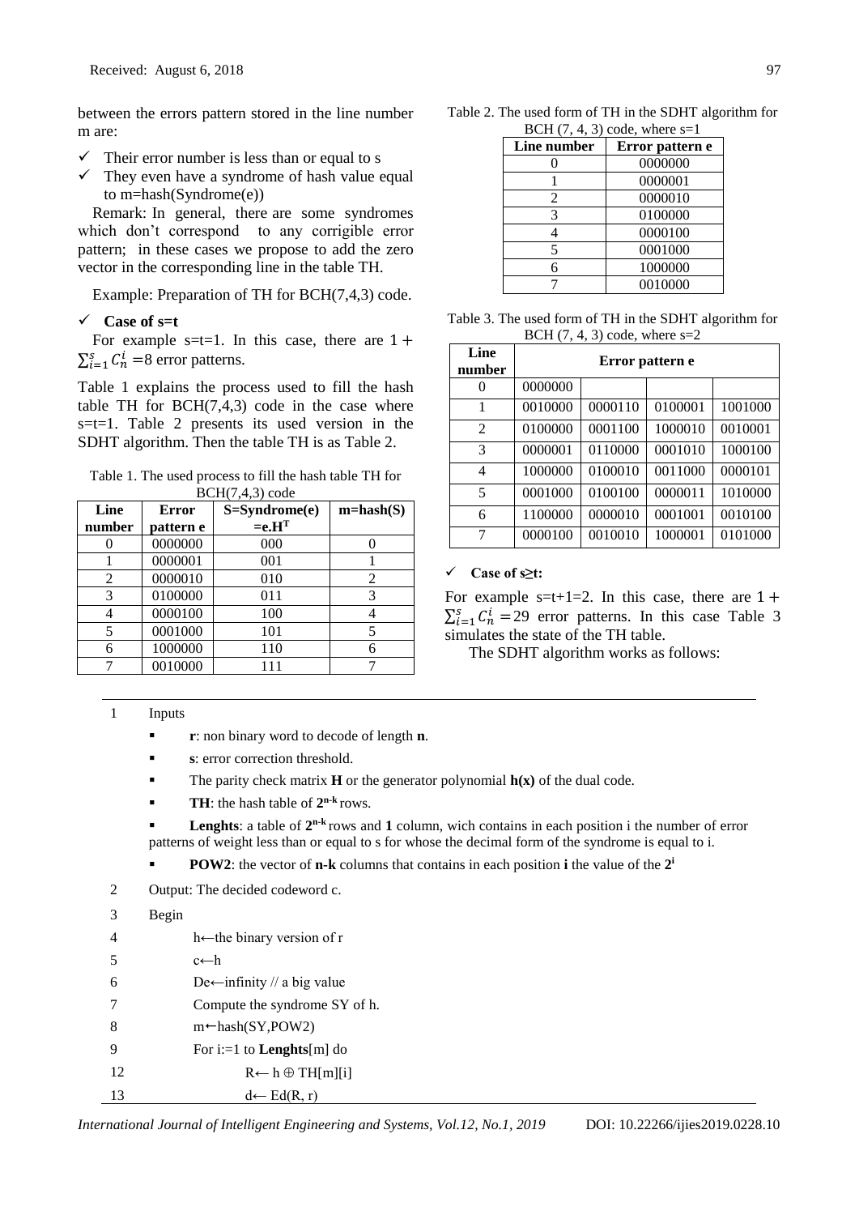between the errors pattern stored in the line number m are:

- ✓ Their error number is less than or equal to s
- ✓ They even have a syndrome of hash value equal to m=hash(Syndrome(e))

Remark: In general, there are some syndromes which don't correspond to any corrigible error pattern; in these cases we propose to add the zero vector in the corresponding line in the table TH.

Example: Preparation of TH for BCH(7,4,3) code.

- ✓ **Case of s=t**

For example s=t=1. In this case, there are $1+\sum_{i=1}^{s} C_n^i = 8$ error patterns.

Table 1 explains the process used to fill the hash table TH for BCH(7,4,3) code in the case where s=t=1. Table 2 presents its used version in the SDHT algorithm. Then the table TH is as Table 2.

Table 1. The used process to fill the hash table TH for BCH(7,4,3) code

| Line number | Error pattern e | S=Syndrome(e) =e.$H^T$ | m=hash(S) |
|---|---|---|---|
| 0 | 0000000 | 000 | 0 |
| 1 | 0000001 | 001 | 1 |
| 2 | 0000010 | 010 | 2 |
| 3 | 0100000 | 011 | 3 |
| 4 | 0000100 | 100 | 4 |
| 5 | 0001000 | 101 | 5 |
| 6 | 1000000 | 110 | 6 |
| 7 | 0010000 | 111 | 7 |

Table 2. The used form of TH in the SDHT algorithm for BCH (7, 4, 3) code, where s=1

| Line number | Error pattern e |
|---|---|
| 0 | 0000000 |
| 1 | 0000001 |
| 2 | 0000010 |
| 3 | 0100000 |
| 4 | 0000100 |
| 5 | 0001000 |
| 6 | 1000000 |
| 7 | 0010000 |

Table 3. The used form of TH in the SDHT algorithm for BCH (7, 4, 3) code, where s=2

| Line number | Error pattern e | | | |
|---|---|---|---|---|
| 0 | 0000000 | | | |
| 1 | 0010000 | 0000110 | 0100001 | 1001000 |
| 2 | 0100000 | 0001100 | 1000010 | 0010001 |
| 3 | 0000001 | 0110000 | 0001010 | 1000100 |
| 4 | 1000000 | 0100010 | 0011000 | 0000101 |
| 5 | 0001000 | 0100100 | 0000011 | 1010000 |
| 6 | 1100000 | 0000010 | 0001001 | 0010100 |
| 7 | 0000100 | 0010010 | 1000001 | 0101000 |

- ✓ **Case of s≥t:**

For example s=t+1=2. In this case, there are $1+\sum_{i=1}^{s} C_n^i = 29$ error patterns. In this case Table 3 simulates the state of the TH table.

The SDHT algorithm works as follows:

1 Inputs

- **r**: non binary word to decode of length **n**.
- **s**: error correction threshold.
- The parity check matrix **H** or the generator polynomial **h(x)** of the dual code.
- **TH**: the hash table of $2^{n-k}$ rows.
- **Lenghts**: a table of $2^{n-k}$ rows and **1** column, wich contains in each position i the number of error patterns of weight less than or equal to s for whose the decimal form of the syndrome is equal to i.
- **POW2**: the vector of **n-k** columns that contains in each position **i** the value of the $2^i$

2 Output: The decided codeword c.

3 Begin

4 h←the binary version of r

5 c←h

6 De←infinity // a big value

7 Compute the syndrome SY of h.

8 m←hash(SY,POW2)

9 For i:=1 to **Lenghts**[m] do

12 R← h ⊕ TH[m][i]

13 d← Ed(R, r)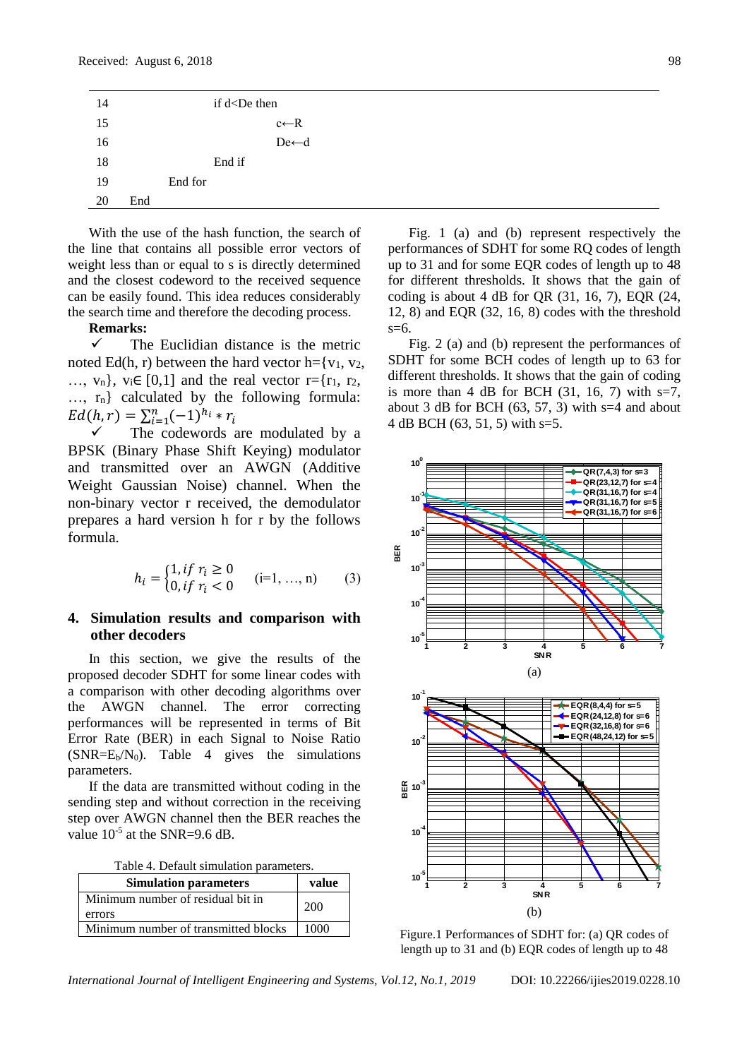| | |
|---|---|
| 14 | if d<De then |
| 15 | c←R |
| 16 | De←d |
| 18 | End if |
| 19 | End for |
| 20 | End |

With the use of the hash function, the search of the line that contains all possible error vectors of weight less than or equal to s is directly determined and the closest codeword to the received sequence can be easily found. This idea reduces considerably the search time and therefore the decoding process.

**Remarks:**

✓ The Euclidian distance is the metric noted Ed(h, r) between the hard vector h={$v_1$, $v_2$, …, $v_n$}, $v_i \in$ [0,1] and the real vector r={$r_1$, $r_2$, …, $r_n$} calculated by the following formula: $Ed(h, r) = \sum_{i=1}^{n}(-1)^{h_i} * r_i$

✓ The codewords are modulated by a BPSK (Binary Phase Shift Keying) modulator and transmitted over an AWGN (Additive Weight Gaussian Noise) channel. When the non-binary vector r received, the demodulator prepares a hard version h for r by the follows formula.

$$h_i = \begin{cases} 1, if\ r_i \geq 0 \\ 0, if\ r_i < 0 \end{cases} \quad (i=1, …, n) \qquad (3)$$

## 4. Simulation results and comparison with other decoders

In this section, we give the results of the proposed decoder SDHT for some linear codes with a comparison with other decoding algorithms over the AWGN channel. The error correcting performances will be represented in terms of Bit Error Rate (BER) in each Signal to Noise Ratio (SNR=$E_b/N_0$). Table 4 gives the simulations parameters.

If the data are transmitted without coding in the sending step and without correction in the receiving step over AWGN channel then the BER reaches the value $10^{-5}$ at the SNR=9.6 dB.

Table 4. Default simulation parameters.

| Simulation parameters | value |
|---|---|
| Minimum number of residual bit in errors | 200 |
| Minimum number of transmitted blocks | 1000 |

Fig. 1 (a) and (b) represent respectively the performances of SDHT for some RQ codes of length up to 31 and for some EQR codes of length up to 48 for different thresholds. It shows that the gain of coding is about 4 dB for QR (31, 16, 7), EQR (24, 12, 8) and EQR (32, 16, 8) codes with the threshold s=6.

Fig. 2 (a) and (b) represent the performances of SDHT for some BCH codes of length up to 63 for different thresholds. It shows that the gain of coding is more than 4 dB for BCH (31, 16, 7) with s=7, about 3 dB for BCH (63, 57, 3) with s=4 and about 4 dB BCH (63, 51, 5) with s=5.

(a)

(b)

Figure.1 Performances of SDHT for: (a) QR codes of length up to 31 and (b) EQR codes of length up to 48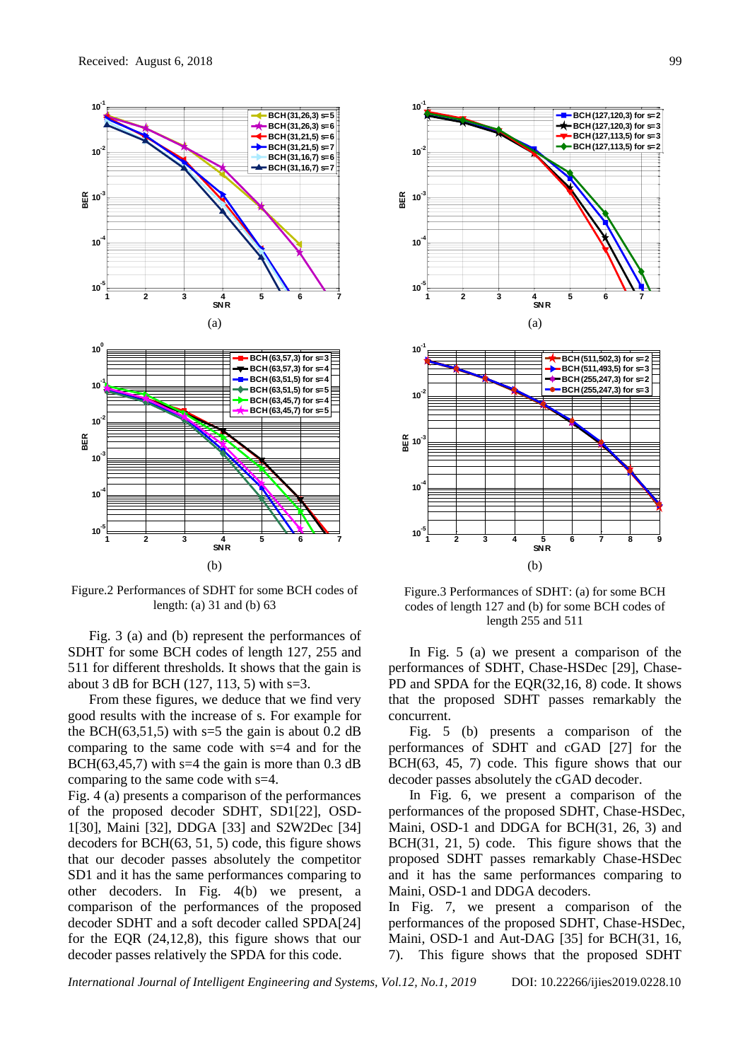(a)

(b)

Figure.2 Performances of SDHT for some BCH codes of length: (a) 31 and (b) 63

(a)

(b)

Figure.3 Performances of SDHT: (a) for some BCH codes of length 127 and (b) for some BCH codes of length 255 and 511

Fig. 3 (a) and (b) represent the performances of SDHT for some BCH codes of length 127, 255 and 511 for different thresholds. It shows that the gain is about 3 dB for BCH (127, 113, 5) with s=3.

From these figures, we deduce that we find very good results with the increase of s. For example for the BCH(63,51,5) with s=5 the gain is about 0.2 dB comparing to the same code with s=4 and for the BCH(63,45,7) with s=4 the gain is more than 0.3 dB comparing to the same code with s=4.

Fig. 4 (a) presents a comparison of the performances of the proposed decoder SDHT, SD1[22], OSD-1[30], Maini [32], DDGA [33] and S2W2Dec [34] decoders for BCH(63, 51, 5) code, this figure shows that our decoder passes absolutely the competitor SD1 and it has the same performances comparing to other decoders. In Fig. 4(b) we present, a comparison of the performances of the proposed decoder SDHT and a soft decoder called SPDA[24] for the EQR (24,12,8), this figure shows that our decoder passes relatively the SPDA for this code.

In Fig. 5 (a) we present a comparison of the performances of SDHT, Chase-HSDec [29], Chase-PD and SPDA for the EQR(32,16, 8) code. It shows that the proposed SDHT passes remarkably the concurrent.

Fig. 5 (b) presents a comparison of the performances of SDHT and cGAD [27] for the BCH(63, 45, 7) code. This figure shows that our decoder passes absolutely the cGAD decoder.

In Fig. 6, we present a comparison of the performances of the proposed SDHT, Chase-HSDec, Maini, OSD-1 and DDGA for BCH(31, 26, 3) and BCH(31, 21, 5) code. This figure shows that the proposed SDHT passes remarkably Chase-HSDec and it has the same performances comparing to Maini, OSD-1 and DDGA decoders.

In Fig. 7, we present a comparison of the performances of the proposed SDHT, Chase-HSDec, Maini, OSD-1 and Aut-DAG [35] for BCH(31, 16, 7). This figure shows that the proposed SDHT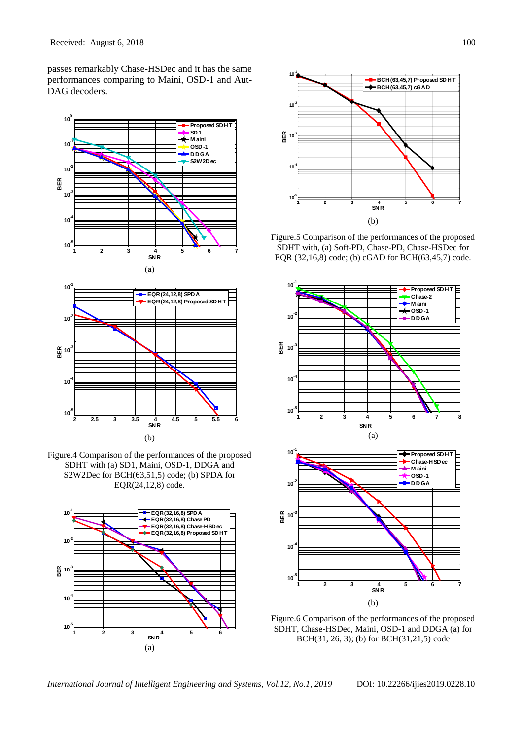passes remarkably Chase-HSDec and it has the same performances comparing to Maini, OSD-1 and Aut-DAG decoders.

Figure.4 Comparison of the performances of the proposed SDHT with (a) SD1, Maini, OSD-1, DDGA and S2W2Dec for BCH(63,51,5) code; (b) SPDA for EQR(24,12,8) code.

Figure.5 Comparison of the performances of the proposed SDHT with, (a) Soft-PD, Chase-PD, Chase-HSDec for EQR (32,16,8) code; (b) cGAD for BCH(63,45,7) code.

Figure.6 Comparison of the performances of the proposed SDHT, Chase-HSDec, Maini, OSD-1 and DDGA (a) for BCH(31, 26, 3); (b) for BCH(31,21,5) code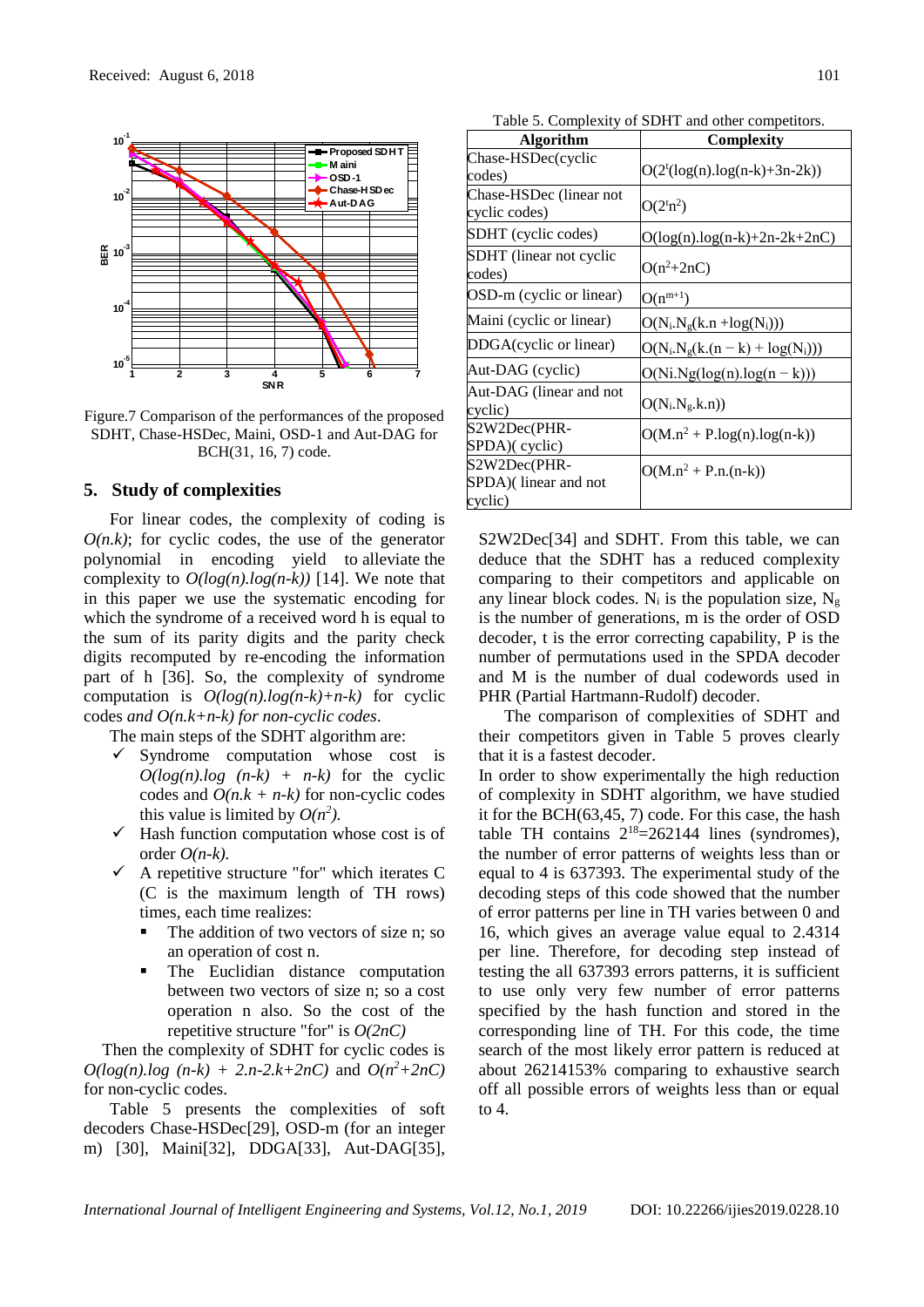Figure.7 Comparison of the performances of the proposed SDHT, Chase-HSDec, Maini, OSD-1 and Aut-DAG for BCH(31, 16, 7) code.

## 5. Study of complexities

For linear codes, the complexity of coding is $O(n.k)$; for cyclic codes, the use of the generator polynomial in encoding yield to alleviate the complexity to $O(log(n).log(n-k))$ [14]. We note that in this paper we use the systematic encoding for which the syndrome of a received word h is equal to the sum of its parity digits and the parity check digits recomputed by re-encoding the information part of h [36]. So, the complexity of syndrome computation is $O(log(n).log(n-k)+n-k)$ for cyclic codes *and* $O(n.k+n-k)$ *for non-cyclic codes*.

The main steps of the SDHT algorithm are:

- ✓ Syndrome computation whose cost is $O(log(n).log\ (n-k)\ +\ n-k)$ for the cyclic codes and $O(n.k + n-k)$ for non-cyclic codes this value is limited by $O(n^2)$.
- ✓ Hash function computation whose cost is of order $O(n-k)$.
- ✓ A repetitive structure "for" which iterates C (C is the maximum length of TH rows) times, each time realizes:
  - The addition of two vectors of size n; so an operation of cost n.
  - The Euclidian distance computation between two vectors of size n; so a cost operation n also. So the cost of the repetitive structure "for" is $O(2nC)$

Then the complexity of SDHT for cyclic codes is $O(log(n).log\ (n-k)\ +\ 2.n-2.k+2nC)$ and $O(n^2+2nC)$ for non-cyclic codes.

Table 5 presents the complexities of soft decoders Chase-HSDec[29], OSD-m (for an integer m) [30], Maini[32], DDGA[33], Aut-DAG[35], S2W2Dec[34] and SDHT. From this table, we can deduce that the SDHT has a reduced complexity comparing to their competitors and applicable on any linear block codes. $N_i$ is the population size, $N_g$ is the number of generations, m is the order of OSD decoder, t is the error correcting capability, P is the number of permutations used in the SPDA decoder and M is the number of dual codewords used in PHR (Partial Hartmann-Rudolf) decoder.

Table 5. Complexity of SDHT and other competitors.

| Algorithm | Complexity |
| --- | --- |
| Chase-HSDec(cyclic codes) | $O(2^t(log(n).log(n-k)+3n-2k))$ |
| Chase-HSDec (linear not cyclic codes) | $O(2^t n^2)$ |
| SDHT (cyclic codes) | $O(log(n).log(n-k)+2n-2k+2nC)$ |
| SDHT (linear not cyclic codes) | $O(n^2+2nC)$ |
| OSD-m (cyclic or linear) | $O(n^{m+1})$ |
| Maini (cyclic or linear) | $O(N_i.N_g(k.n +log(N_i)))$ |
| DDGA(cyclic or linear) | $O(N_i.N_g(k.(n-k) + log(N_i)))$ |
| Aut-DAG (cyclic) | $O(Ni.Ng(log(n).log(n-k)))$ |
| Aut-DAG (linear and not cyclic) | $O(N_i.N_g.k.n))$ |
| S2W2Dec(PHR-SPDA)( cyclic) | $O(M.n^2 + P.log(n).log(n-k))$ |
| S2W2Dec(PHR-SPDA)( linear and not cyclic) | $O(M.n^2 + P.n.(n-k))$ |

The comparison of complexities of SDHT and their competitors given in Table 5 proves clearly that it is a fastest decoder.

In order to show experimentally the high reduction of complexity in SDHT algorithm, we have studied it for the BCH(63,45, 7) code. For this case, the hash table TH contains $2^{18}$=262144 lines (syndromes), the number of error patterns of weights less than or equal to 4 is 637393. The experimental study of the decoding steps of this code showed that the number of error patterns per line in TH varies between 0 and 16, which gives an average value equal to 2.4314 per line. Therefore, for decoding step instead of testing the all 637393 errors patterns, it is sufficient to use only very few number of error patterns specified by the hash function and stored in the corresponding line of TH. For this code, the time search of the most likely error pattern is reduced at about 26214153% comparing to exhaustive search off all possible errors of weights less than or equal to 4.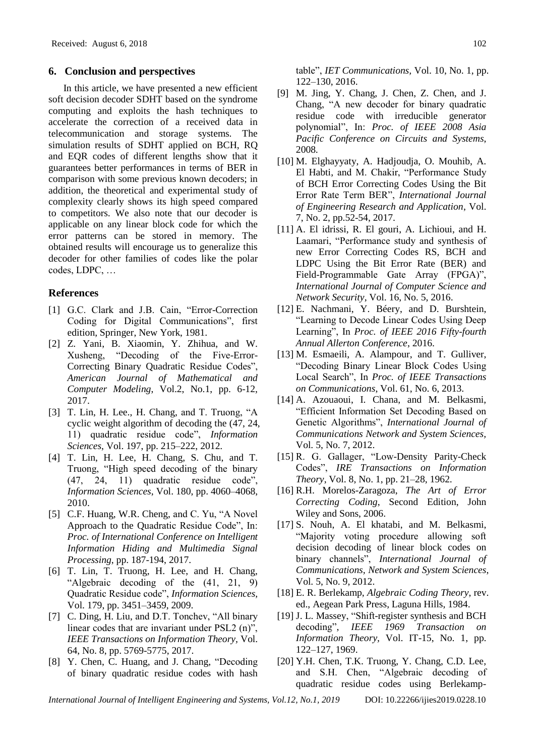## 6. Conclusion and perspectives

In this article, we have presented a new efficient soft decision decoder SDHT based on the syndrome computing and exploits the hash techniques to accelerate the correction of a received data in telecommunication and storage systems. The simulation results of SDHT applied on BCH, RQ and EQR codes of different lengths show that it guarantees better performances in terms of BER in comparison with some previous known decoders; in addition, the theoretical and experimental study of complexity clearly shows its high speed compared to competitors. We also note that our decoder is applicable on any linear block code for which the error patterns can be stored in memory. The obtained results will encourage us to generalize this decoder for other families of codes like the polar codes, LDPC, …

## References

[1] G.C. Clark and J.B. Cain, "Error-Correction Coding for Digital Communications", first edition, Springer, New York, 1981.

[2] Z. Yani, B. Xiaomin, Y. Zhihua, and W. Xusheng, "Decoding of the Five-Error-Correcting Binary Quadratic Residue Codes", *American Journal of Mathematical and Computer Modeling*, Vol.2, No.1, pp. 6-12, 2017.

[3] T. Lin, H. Lee., H. Chang, and T. Truong, "A cyclic weight algorithm of decoding the (47, 24, 11) quadratic residue code", *Information Sciences*, Vol. 197, pp. 215–222, 2012.

[4] T. Lin, H. Lee, H. Chang, S. Chu, and T. Truong, "High speed decoding of the binary (47, 24, 11) quadratic residue code", *Information Sciences*, Vol. 180, pp. 4060–4068, 2010.

[5] C.F. Huang, W.R. Cheng, and C. Yu, "A Novel Approach to the Quadratic Residue Code", In: *Proc. of International Conference on Intelligent Information Hiding and Multimedia Signal Processing*, pp. 187-194, 2017.

[6] T. Lin, T. Truong, H. Lee, and H. Chang, "Algebraic decoding of the (41, 21, 9) Quadratic Residue code", *Information Sciences*, Vol. 179, pp. 3451–3459, 2009.

[7] C. Ding, H. Liu, and D.T. Tonchev, "All binary linear codes that are invariant under PSL2 (n)", *IEEE Transactions on Information Theory*, Vol. 64, No. 8, pp. 5769-5775, 2017.

[8] Y. Chen, C. Huang, and J. Chang, "Decoding of binary quadratic residue codes with hash table", *IET Communications*, Vol. 10, No. 1, pp. 122–130, 2016.

[9] M. Jing, Y. Chang, J. Chen, Z. Chen, and J. Chang, "A new decoder for binary quadratic residue code with irreducible generator polynomial", In: *Proc. of IEEE 2008 Asia Pacific Conference on Circuits and Systems*, 2008.

[10] M. Elghayyaty, A. Hadjoudja, O. Mouhib, A. El Habti, and M. Chakir, "Performance Study of BCH Error Correcting Codes Using the Bit Error Rate Term BER", *International Journal of Engineering Research and Application*, Vol. 7, No. 2, pp.52-54, 2017.

[11] A. El idrissi, R. El gouri, A. Lichioui, and H. Laamari, "Performance study and synthesis of new Error Correcting Codes RS, BCH and LDPC Using the Bit Error Rate (BER) and Field-Programmable Gate Array (FPGA)", *International Journal of Computer Science and Network Security*, Vol. 16, No. 5, 2016.

[12] E. Nachmani, Y. Béery, and D. Burshtein, "Learning to Decode Linear Codes Using Deep Learning", In *Proc. of IEEE 2016 Fifty-fourth Annual Allerton Conference*, 2016.

[13] M. Esmaeili, A. Alampour, and T. Gulliver, "Decoding Binary Linear Block Codes Using Local Search", In *Proc. of IEEE Transactions on Communications*, Vol. 61, No. 6, 2013.

[14] A. Azouaoui, I. Chana, and M. Belkasmi, "Efficient Information Set Decoding Based on Genetic Algorithms", *International Journal of Communications Network and System Sciences*, Vol. 5, No. 7, 2012.

[15] R. G. Gallager, "Low-Density Parity-Check Codes", *IRE Transactions on Information Theory*, Vol. 8, No. 1, pp. 21–28, 1962.

[16] R.H. Morelos-Zaragoza, *The Art of Error Correcting Coding*, Second Edition, John Wiley and Sons, 2006.

[17] S. Nouh, A. El khatabi, and M. Belkasmi, "Majority voting procedure allowing soft decision decoding of linear block codes on binary channels", *International Journal of Communications, Network and System Sciences*, Vol. 5, No. 9, 2012.

[18] E. R. Berlekamp, *Algebraic Coding Theory*, rev. ed., Aegean Park Press, Laguna Hills, 1984.

[19] J. L. Massey, "Shift-register synthesis and BCH decoding", *IEEE 1969 Transaction on Information Theory*, Vol. IT-15, No. 1, pp. 122–127, 1969.

[20] Y.H. Chen, T.K. Truong, Y. Chang, C.D. Lee, and S.H. Chen, "Algebraic decoding of quadratic residue codes using Berlekamp-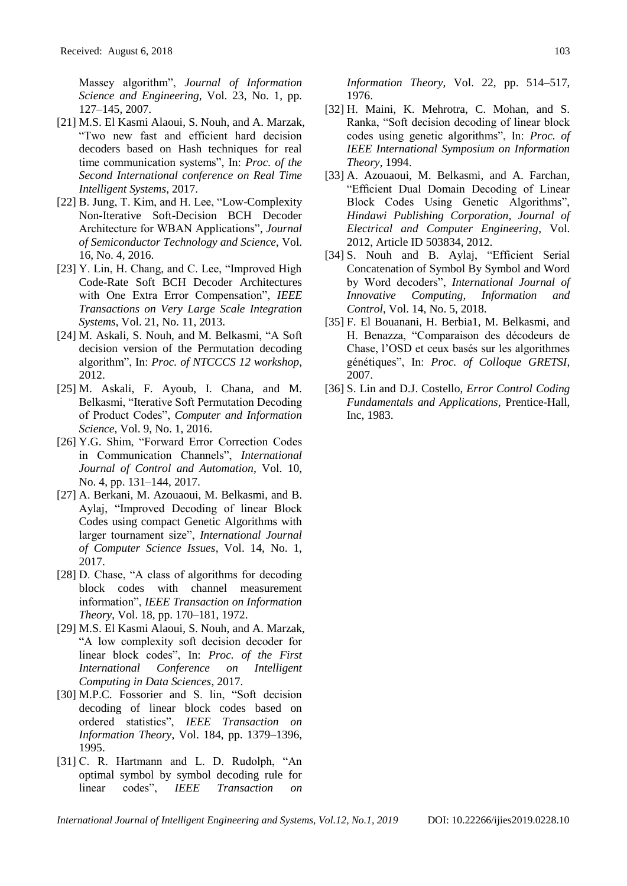Massey algorithm”, *Journal of Information Science and Engineering*, Vol. 23, No. 1, pp. 127–145, 2007.

[21] M.S. El Kasmi Alaoui, S. Nouh, and A. Marzak, “Two new fast and efficient hard decision decoders based on Hash techniques for real time communication systems”, In: *Proc. of the Second International conference on Real Time Intelligent Systems*, 2017.

[22] B. Jung, T. Kim, and H. Lee, “Low-Complexity Non-Iterative Soft-Decision BCH Decoder Architecture for WBAN Applications”, *Journal of Semiconductor Technology and Science*, Vol. 16, No. 4, 2016.

[23] Y. Lin, H. Chang, and C. Lee, “Improved High Code-Rate Soft BCH Decoder Architectures with One Extra Error Compensation”, *IEEE Transactions on Very Large Scale Integration Systems*, Vol. 21, No. 11, 2013.

[24] M. Askali, S. Nouh, and M. Belkasmi, “A Soft decision version of the Permutation decoding algorithm”, In: *Proc. of NTCCCS 12 workshop*, 2012.

[25] M. Askali, F. Ayoub, I. Chana, and M. Belkasmi, “Iterative Soft Permutation Decoding of Product Codes”, *Computer and Information Science*, Vol. 9, No. 1, 2016.

[26] Y.G. Shim, “Forward Error Correction Codes in Communication Channels”, *International Journal of Control and Automation*, Vol. 10, No. 4, pp. 131–144, 2017.

[27] A. Berkani, M. Azouaoui, M. Belkasmi, and B. Aylaj, “Improved Decoding of linear Block Codes using compact Genetic Algorithms with larger tournament size”, *International Journal of Computer Science Issues*, Vol. 14, No. 1, 2017.

[28] D. Chase, “A class of algorithms for decoding block codes with channel measurement information”, *IEEE Transaction on Information Theory*, Vol. 18, pp. 170–181, 1972.

[29] M.S. El Kasmi Alaoui, S. Nouh, and A. Marzak, “A low complexity soft decision decoder for linear block codes”, In: *Proc. of the First International Conference on Intelligent Computing in Data Sciences*, 2017.

[30] M.P.C. Fossorier and S. lin, “Soft decision decoding of linear block codes based on ordered statistics”, *IEEE Transaction on Information Theory*, Vol. 184, pp. 1379–1396, 1995.

[31] C. R. Hartmann and L. D. Rudolph, “An optimal symbol by symbol decoding rule for linear codes”, *IEEE Transaction on Information Theory*, Vol. 22, pp. 514–517, 1976.

[32] H. Maini, K. Mehrotra, C. Mohan, and S. Ranka, “Soft decision decoding of linear block codes using genetic algorithms”, In: *Proc. of IEEE International Symposium on Information Theory*, 1994.

[33] A. Azouaoui, M. Belkasmi, and A. Farchan, “Efficient Dual Domain Decoding of Linear Block Codes Using Genetic Algorithms”, *Hindawi Publishing Corporation, Journal of Electrical and Computer Engineering*, Vol. 2012, Article ID 503834, 2012.

[34] S. Nouh and B. Aylaj, “Efficient Serial Concatenation of Symbol By Symbol and Word by Word decoders”, *International Journal of Innovative Computing, Information and Control*, Vol. 14, No. 5, 2018.

[35] F. El Bouanani, H. Berbia1, M. Belkasmi, and H. Benazza, “Comparaison des décodeurs de Chase, l’OSD et ceux basés sur les algorithmes génétiques”, In: *Proc. of Colloque GRETSI*, 2007.

[36] S. Lin and D.J. Costello, *Error Control Coding Fundamentals and Applications*, Prentice-Hall, Inc, 1983.